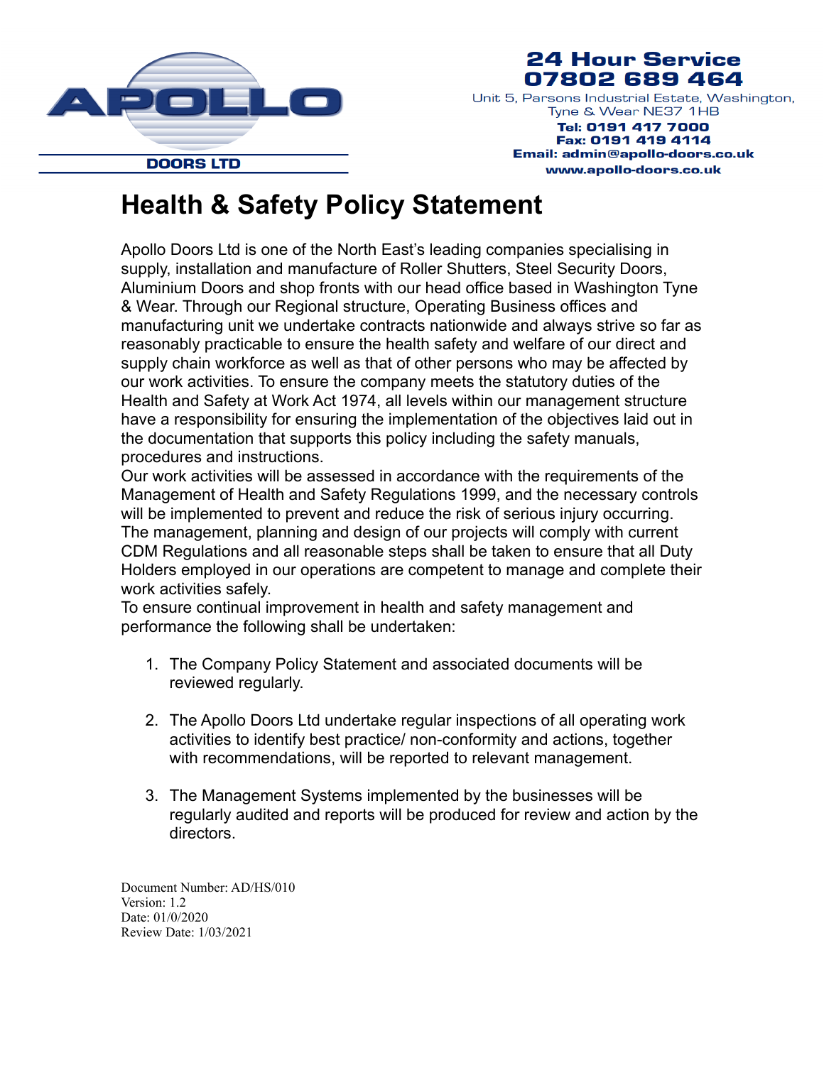APOLLO
DOORS LTD

**24 Hour Service**
**07802 689 464**
Unit 5, Parsons Industrial Estate, Washington, Tyne & Wear NE37 1HB
**Tel: 0191 417 7000**
**Fax: 0191 419 4114**
**Email: admin@apollo-doors.co.uk**
**www.apollo-doors.co.uk**

# Health & Safety Policy Statement

Apollo Doors Ltd is one of the North East's leading companies specialising in supply, installation and manufacture of Roller Shutters, Steel Security Doors, Aluminium Doors and shop fronts with our head office based in Washington Tyne & Wear. Through our Regional structure, Operating Business offices and manufacturing unit we undertake contracts nationwide and always strive so far as reasonably practicable to ensure the health safety and welfare of our direct and supply chain workforce as well as that of other persons who may be affected by our work activities. To ensure the company meets the statutory duties of the Health and Safety at Work Act 1974, all levels within our management structure have a responsibility for ensuring the implementation of the objectives laid out in the documentation that supports this policy including the safety manuals, procedures and instructions.
Our work activities will be assessed in accordance with the requirements of the Management of Health and Safety Regulations 1999, and the necessary controls will be implemented to prevent and reduce the risk of serious injury occurring. The management, planning and design of our projects will comply with current CDM Regulations and all reasonable steps shall be taken to ensure that all Duty Holders employed in our operations are competent to manage and complete their work activities safely.
To ensure continual improvement in health and safety management and performance the following shall be undertaken:

1. The Company Policy Statement and associated documents will be reviewed regularly.

2. The Apollo Doors Ltd undertake regular inspections of all operating work activities to identify best practice/ non-conformity and actions, together with recommendations, will be reported to relevant management.

3. The Management Systems implemented by the businesses will be regularly audited and reports will be produced for review and action by the directors.

Document Number: AD/HS/010
Version: 1.2
Date: 01/0/2020
Review Date: 1/03/2021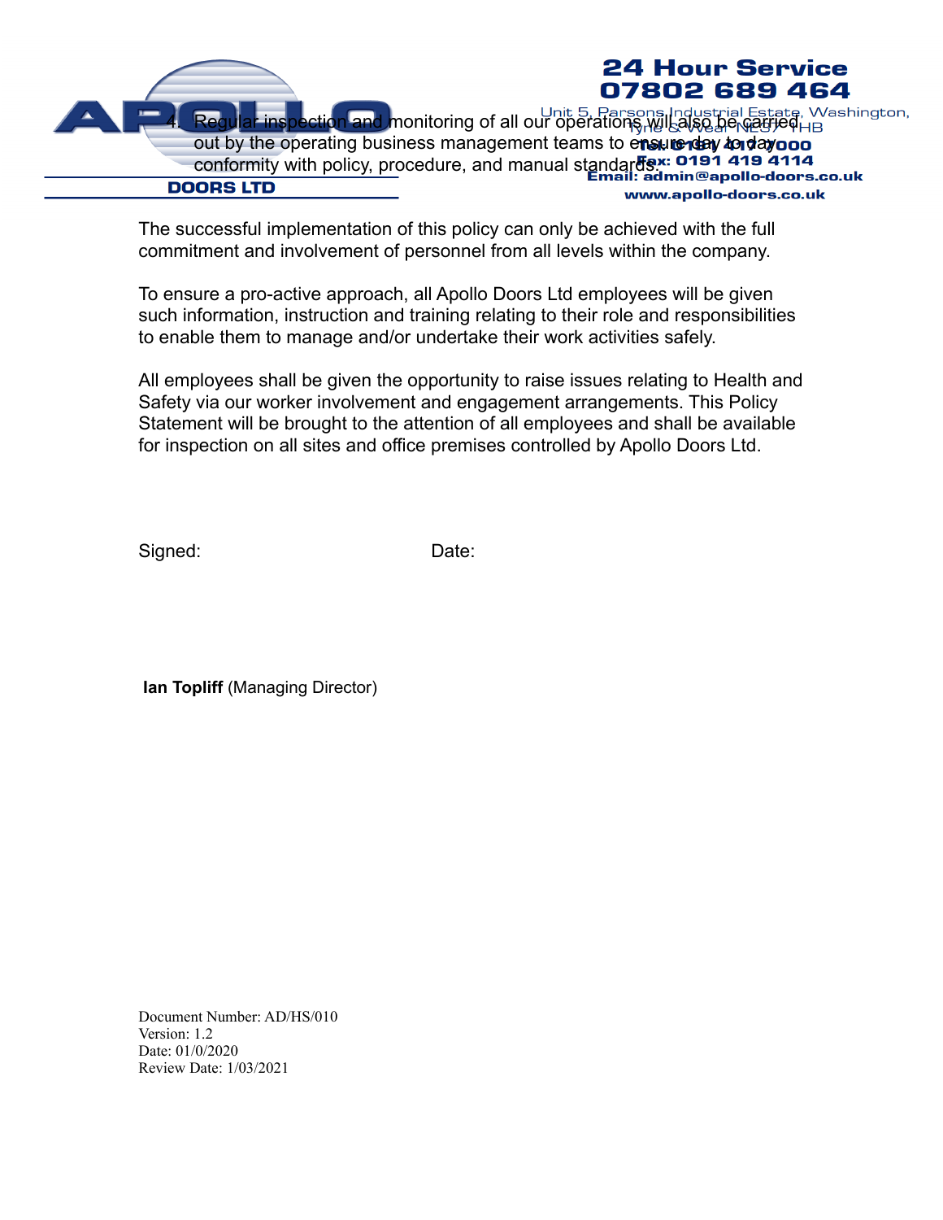4. Regular inspection and monitoring of all our operations will also be carried out by the operating business management teams to ensure day to day conformity with policy, procedure, and manual standards.

The successful implementation of this policy can only be achieved with the full commitment and involvement of personnel from all levels within the company.

To ensure a pro-active approach, all Apollo Doors Ltd employees will be given such information, instruction and training relating to their role and responsibilities to enable them to manage and/or undertake their work activities safely.

All employees shall be given the opportunity to raise issues relating to Health and Safety via our worker involvement and engagement arrangements. This Policy Statement will be brought to the attention of all employees and shall be available for inspection on all sites and office premises controlled by Apollo Doors Ltd.

Signed: Date:

**Ian Topliff** (Managing Director)

Document Number: AD/HS/010
Version: 1.2
Date: 01/0/2020
Review Date: 1/03/2021